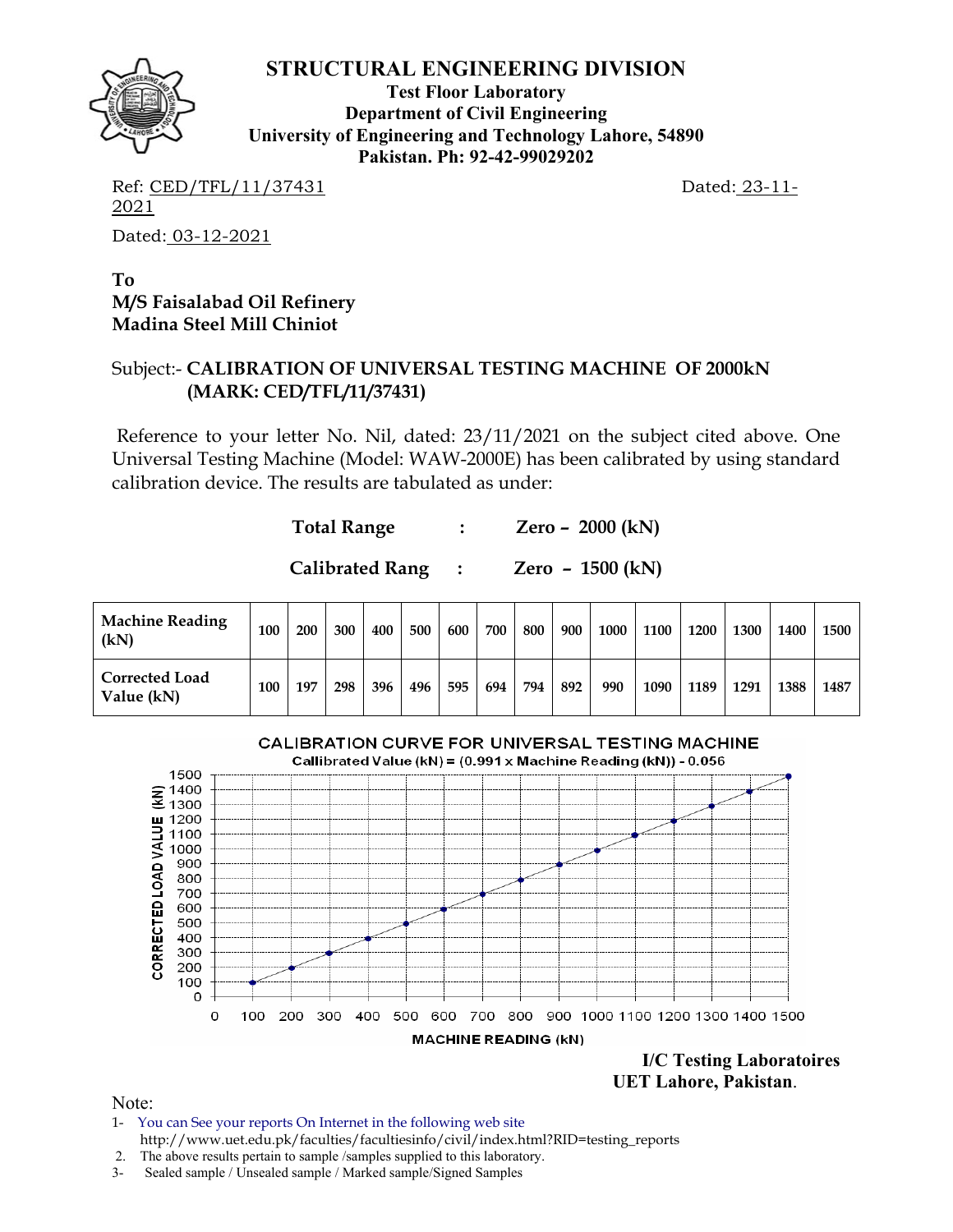# STRUCTURAL ENGINEERING DIVISION

**Test Floor Laboratory**
**Department of Civil Engineering**
**University of Engineering and Technology Lahore, 54890**
**Pakistan. Ph: 92-42-99029202**

Ref: CED/TFL/11/37431 Dated: 23-11-2021

Dated: 03-12-2021

**To**
**M/S Faisalabad Oil Refinery**
**Madina Steel Mill Chiniot**

Subject:- **CALIBRATION OF UNIVERSAL TESTING MACHINE OF 2000kN (MARK: CED/TFL/11/37431)**

Reference to your letter No. Nil, dated: 23/11/2021 on the subject cited above. One Universal Testing Machine (Model: WAW-2000E) has been calibrated by using standard calibration device. The results are tabulated as under:

**Total Range : Zero – 2000 (kN)**

**Calibrated Rang : Zero – 1500 (kN)**

| **Machine Reading (kN)** | 100 | 200 | 300 | 400 | 500 | 600 | 700 | 800 | 900 | 1000 | 1100 | 1200 | 1300 | 1400 | 1500 |
|---|---|---|---|---|---|---|---|---|---|---|---|---|---|---|---|
| **Corrected Load Value (kN)** | 100 | 197 | 298 | 396 | 496 | 595 | 694 | 794 | 892 | 990 | 1090 | 1189 | 1291 | 1388 | 1487 |

CALIBRATION CURVE FOR UNIVERSAL TESTING MACHINE
Callibrated Value (kN) = (0.991 x Machine Reading (kN)) - 0.056

**I/C Testing Laboratoires**
**UET Lahore, Pakistan.**

Note:
1- You can See your reports On Internet in the following web site
http://www.uet.edu.pk/faculties/facultiesinfo/civil/index.html?RID=testing_reports
2. The above results pertain to sample /samples supplied to this laboratory.
3- Sealed sample / Unsealed sample / Marked sample/Signed Samples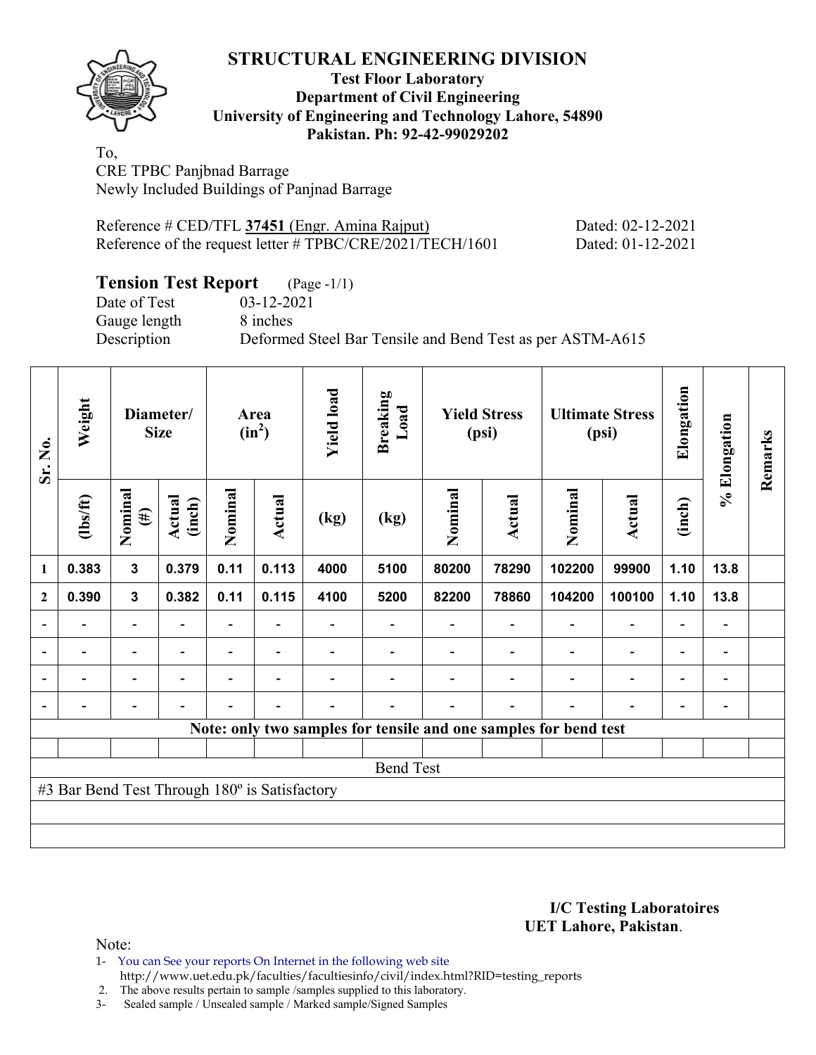# STRUCTURAL ENGINEERING DIVISION

**Test Floor Laboratory**
**Department of Civil Engineering**
**University of Engineering and Technology Lahore, 54890**
**Pakistan. Ph: 92-42-99029202**

To,
CRE TPBC Panjbnad Barrage
Newly Included Buildings of Panjnad Barrage

Reference # CED/TFL **37451** (Engr. Amina Rajput) Dated: 02-12-2021
Reference of the request letter # TPBC/CRE/2021/TECH/1601 Dated: 01-12-2021

## Tension Test Report (Page -1/1)

Date of Test 03-12-2021
Gauge length 8 inches
Description Deformed Steel Bar Tensile and Bend Test as per ASTM-A615

| Sr. No. | Weight | Diameter/ Size | | Area ($in^2$) | | Yield load | Breaking Load | Yield Stress (psi) | | Ultimate Stress (psi) | | Elongation | % Elongation | Remarks |
|---|---|---|---|---|---|---|---|---|---|---|---|---|---|---|
| | (lbs/ft) | Nominal (#) | Actual (inch) | Nominal | Actual | (kg) | (kg) | Nominal | Actual | Nominal | Actual | (inch) | | |
| 1 | 0.383 | 3 | 0.379 | 0.11 | 0.113 | 4000 | 5100 | 80200 | 78290 | 102200 | 99900 | 1.10 | 13.8 | |
| 2 | 0.390 | 3 | 0.382 | 0.11 | 0.115 | 4100 | 5200 | 82200 | 78860 | 104200 | 100100 | 1.10 | 13.8 | |
| - | - | - | - | - | - | - | - | - | - | - | - | - | - | |
| - | - | - | - | - | - | - | - | - | - | - | - | - | - | |
| - | - | - | - | - | - | - | - | - | - | - | - | - | - | |
| - | - | - | - | - | - | - | - | - | - | - | - | - | - | |
| Note: only two samples for tensile and one samples for bend test | | | | | | | | | | | | | | |
| | | | | | | | | | | | | | | |
| Bend Test | | | | | | | | | | | | | | |
| #3 Bar Bend Test Through 180º is Satisfactory | | | | | | | | | | | | | | |

**I/C Testing Laboratoires**
**UET Lahore, Pakistan**.

Note:

1- You can See your reports On Internet in the following web site http://www.uet.edu.pk/faculties/facultiesinfo/civil/index.html?RID=testing_reports
2. The above results pertain to sample /samples supplied to this laboratory.
3- Sealed sample / Unsealed sample / Marked sample/Signed Samples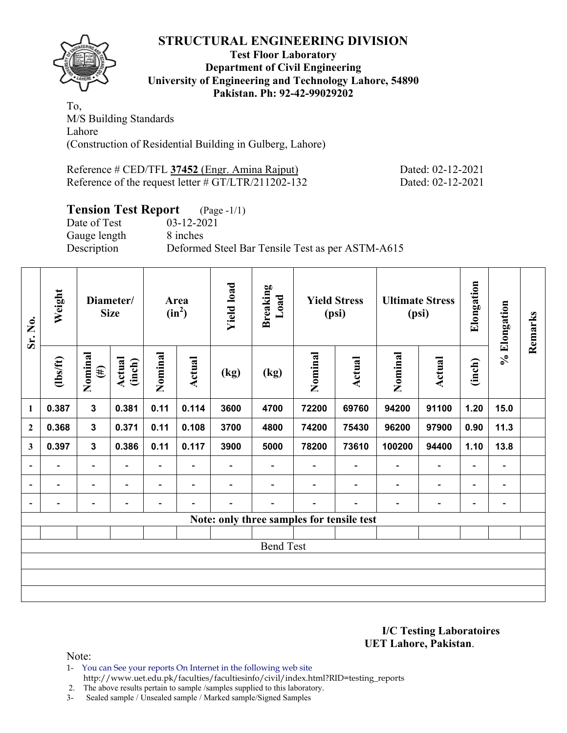# STRUCTURAL ENGINEERING DIVISION

**Test Floor Laboratory**
**Department of Civil Engineering**
**University of Engineering and Technology Lahore, 54890**
**Pakistan. Ph: 92-42-99029202**

To,
M/S Building Standards
Lahore
(Construction of Residential Building in Gulberg, Lahore)

Reference # CED/TFL **37452** (Engr. Amina Rajput) Dated: 02-12-2021
Reference of the request letter # GT/LTR/211202-132 Dated: 02-12-2021

## Tension Test Report (Page -1/1)

Date of Test 03-12-2021
Gauge length 8 inches
Description Deformed Steel Bar Tensile Test as per ASTM-A615

| Sr. No. | Weight | Diameter/ Size | | Area ($in^2$) | | Yield load | Breaking Load | Yield Stress (psi) | | Ultimate Stress (psi) | | Elongation | % Elongation | Remarks |
|---|---|---|---|---|---|---|---|---|---|---|---|---|---|---|
| | (lbs/ft) | Nominal (#) | Actual (inch) | Nominal | Actual | (kg) | (kg) | Nominal | Actual | Nominal | Actual | (inch) | | |
| 1 | 0.387 | 3 | 0.381 | 0.11 | 0.114 | 3600 | 4700 | 72200 | 69760 | 94200 | 91100 | 1.20 | 15.0 | |
| 2 | 0.368 | 3 | 0.371 | 0.11 | 0.108 | 3700 | 4800 | 74200 | 75430 | 96200 | 97900 | 0.90 | 11.3 | |
| 3 | 0.397 | 3 | 0.386 | 0.11 | 0.117 | 3900 | 5000 | 78200 | 73610 | 100200 | 94400 | 1.10 | 13.8 | |
| - | - | - | - | - | - | - | - | - | - | - | - | - | - | |
| - | - | - | - | - | - | - | - | - | - | - | - | - | - | |
| - | - | - | - | - | - | - | - | - | - | - | - | - | - | |
| Note: only three samples for tensile test | | | | | | | | | | | | | | |
| | | | | | | | | | | | | | | |
| Bend Test | | | | | | | | | | | | | | |
| | | | | | | | | | | | | | | |
| | | | | | | | | | | | | | | |
| | | | | | | | | | | | | | | |

**I/C Testing Laboratoires**
**UET Lahore, Pakistan**.

Note:
1- You can See your reports On Internet in the following web site
http://www.uet.edu.pk/faculties/facultiesinfo/civil/index.html?RID=testing_reports
2. The above results pertain to sample /samples supplied to this laboratory.
3- Sealed sample / Unsealed sample / Marked sample/Signed Samples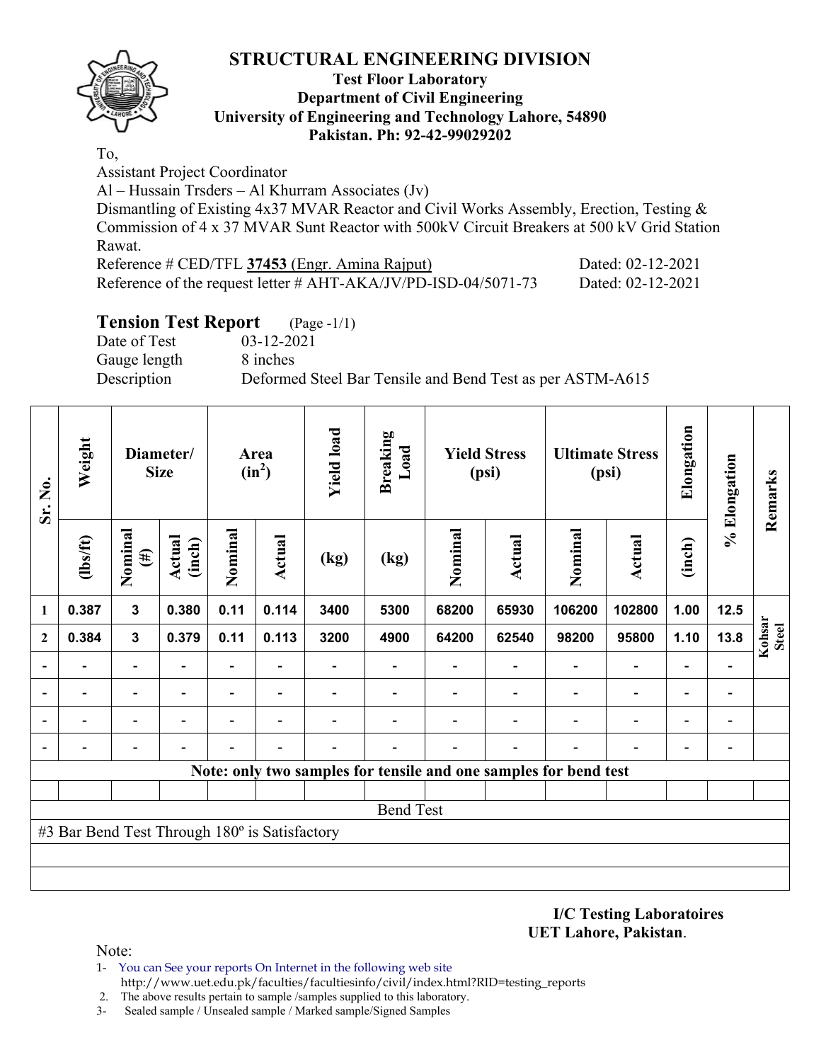# STRUCTURAL ENGINEERING DIVISION

**Test Floor Laboratory**
**Department of Civil Engineering**
**University of Engineering and Technology Lahore, 54890**
**Pakistan. Ph: 92-42-99029202**

To,

Assistant Project Coordinator
Al – Hussain Trsders – Al Khurram Associates (Jv)
Dismantling of Existing 4x37 MVAR Reactor and Civil Works Assembly, Erection, Testing & Commission of 4 x 37 MVAR Sunt Reactor with 500kV Circuit Breakers at 500 kV Grid Station Rawat.

Reference # CED/TFL **37453** (Engr. Amina Rajput) Dated: 02-12-2021
Reference of the request letter # AHT-AKA/JV/PD-ISD-04/5071-73 Dated: 02-12-2021

## Tension Test Report (Page -1/1)

Date of Test 03-12-2021
Gauge length 8 inches
Description Deformed Steel Bar Tensile and Bend Test as per ASTM-A615

| Sr. No. | Weight | Diameter/ Size | | Area ($in^2$) | | Yield load | Breaking Load | Yield Stress (psi) | | Ultimate Stress (psi) | | Elongation | % Elongation | Remarks |
|---|---|---|---|---|---|---|---|---|---|---|---|---|---|---|
| | (lbs/ft) | Nominal (#) | Actual (inch) | Nominal | Actual | (kg) | (kg) | Nominal | Actual | Nominal | Actual | (inch) | | |
| 1 | 0.387 | 3 | 0.380 | 0.11 | 0.114 | 3400 | 5300 | 68200 | 65930 | 106200 | 102800 | 1.00 | 12.5 | Kohsar Steel |
| 2 | 0.384 | 3 | 0.379 | 0.11 | 0.113 | 3200 | 4900 | 64200 | 62540 | 98200 | 95800 | 1.10 | 13.8 | |
| - | - | - | - | - | - | - | - | - | - | - | - | - | - | |
| - | - | - | - | - | - | - | - | - | - | - | - | - | - | |
| - | - | - | - | - | - | - | - | - | - | - | - | - | - | |
| - | - | - | - | - | - | - | - | - | - | - | - | - | - | |
| Note: only two samples for tensile and one samples for bend test | | | | | | | | | | | | | | |
| Bend Test | | | | | | | | | | | | | | |
| #3 Bar Bend Test Through 180º is Satisfactory | | | | | | | | | | | | | | |

**I/C Testing Laboratoires**
**UET Lahore, Pakistan**.

Note:

1- You can See your reports On Internet in the following web site
http://www.uet.edu.pk/faculties/facultiesinfo/civil/index.html?RID=testing_reports
2. The above results pertain to sample /samples supplied to this laboratory.
3- Sealed sample / Unsealed sample / Marked sample/Signed Samples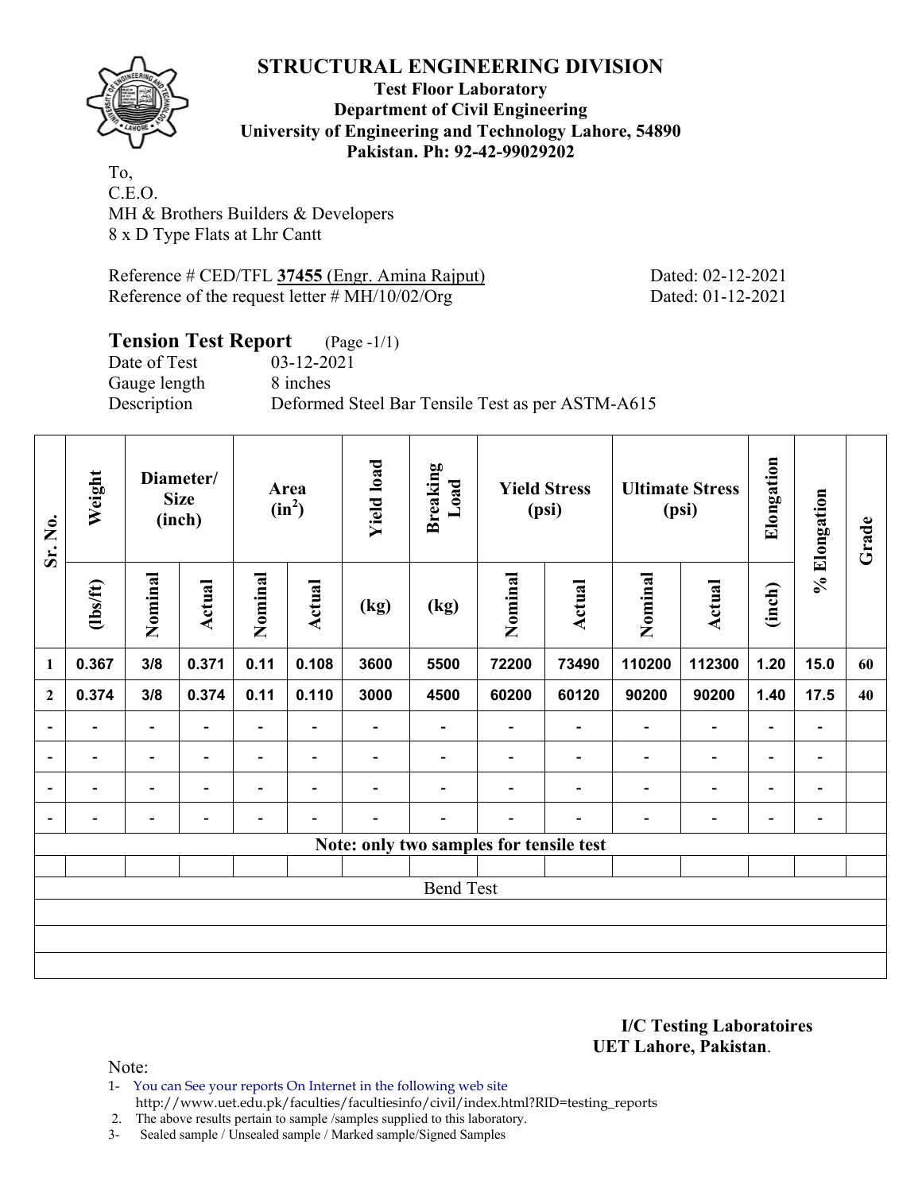# STRUCTURAL ENGINEERING DIVISION

**Test Floor Laboratory**
**Department of Civil Engineering**
**University of Engineering and Technology Lahore, 54890**
**Pakistan. Ph: 92-42-99029202**

To,
C.E.O.
MH & Brothers Builders & Developers
8 x D Type Flats at Lhr Cantt

Reference # CED/TFL **37455** (Engr. Amina Rajput) Dated: 02-12-2021
Reference of the request letter # MH/10/02/Org Dated: 01-12-2021

## Tension Test Report (Page -1/1)

Date of Test 03-12-2021
Gauge length 8 inches
Description Deformed Steel Bar Tensile Test as per ASTM-A615

| Sr. No. | Weight | Diameter/ Size (inch) | | Area ($in^2$) | | Yield load | Breaking Load | Yield Stress (psi) | | Ultimate Stress (psi) | | Elongation | % Elongation | Grade |
|---|---|---|---|---|---|---|---|---|---|---|---|---|---|---|
| | (lbs/ft) | Nominal | Actual | Nominal | Actual | (kg) | (kg) | Nominal | Actual | Nominal | Actual | (inch) | | |
| 1 | 0.367 | 3/8 | 0.371 | 0.11 | 0.108 | 3600 | 5500 | 72200 | 73490 | 110200 | 112300 | 1.20 | 15.0 | 60 |
| 2 | 0.374 | 3/8 | 0.374 | 0.11 | 0.110 | 3000 | 4500 | 60200 | 60120 | 90200 | 90200 | 1.40 | 17.5 | 40 |
| - | - | - | - | - | - | - | - | - | - | - | - | - | - | |
| - | - | - | - | - | - | - | - | - | - | - | - | - | - | |
| - | - | - | - | - | - | - | - | - | - | - | - | - | - | |
| - | - | - | - | - | - | - | - | - | - | - | - | - | - | |
| Note: only two samples for tensile test | | | | | | | | | | | | | | |
| | | | | | | | | | | | | | | |
| Bend Test | | | | | | | | | | | | | | |
| | | | | | | | | | | | | | | |
| | | | | | | | | | | | | | | |
| | | | | | | | | | | | | | | |

**I/C Testing Laboratoires**
**UET Lahore, Pakistan.**

Note:

1- You can See your reports On Internet in the following web site
http://www.uet.edu.pk/faculties/facultiesinfo/civil/index.html?RID=testing_reports
2. The above results pertain to sample /samples supplied to this laboratory.
3- Sealed sample / Unsealed sample / Marked sample/Signed Samples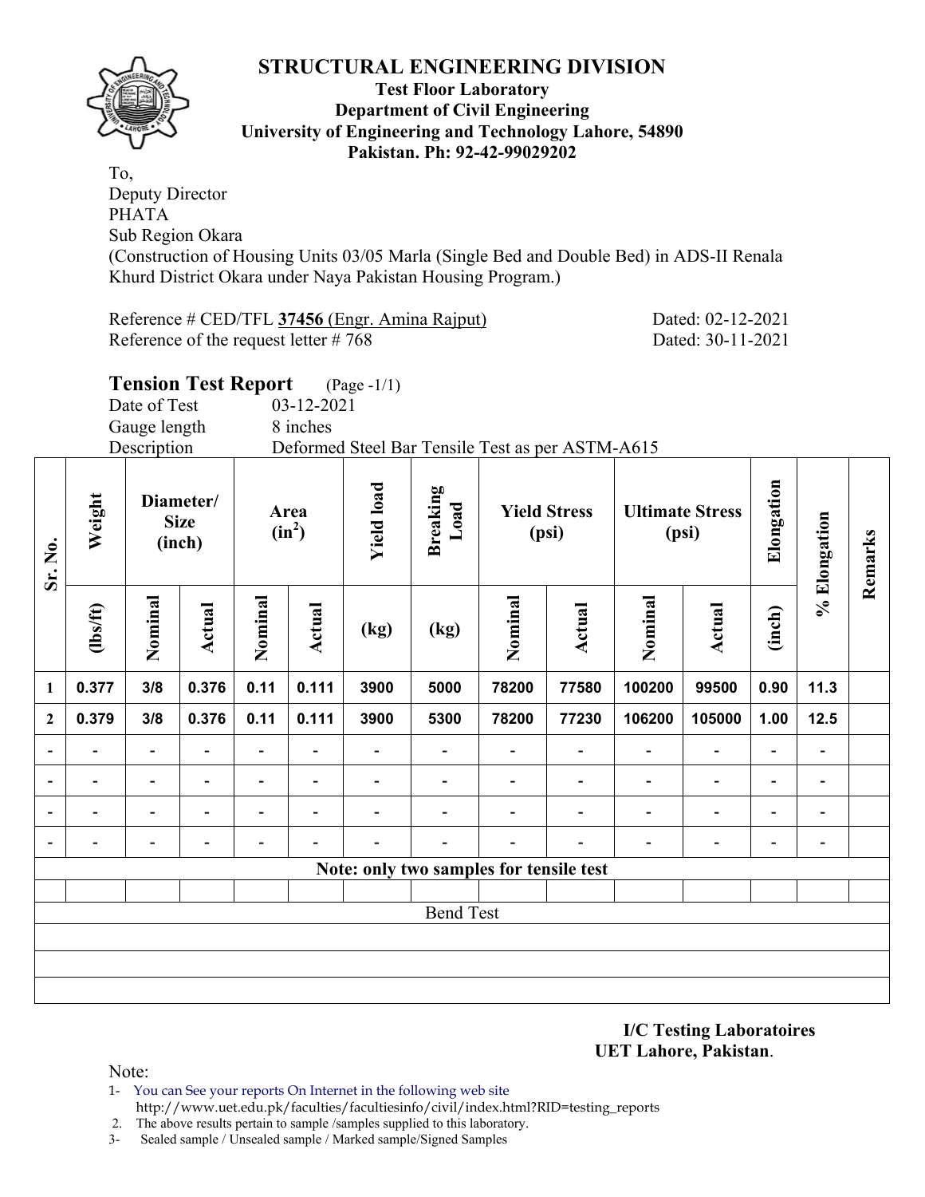# STRUCTURAL ENGINEERING DIVISION

**Test Floor Laboratory**
**Department of Civil Engineering**
**University of Engineering and Technology Lahore, 54890**
**Pakistan. Ph: 92-42-99029202**

To,
Deputy Director
PHATA
Sub Region Okara
(Construction of Housing Units 03/05 Marla (Single Bed and Double Bed) in ADS-II Renala Khurd District Okara under Naya Pakistan Housing Program.)

Reference # CED/TFL **37456** (Engr. Amina Rajput) Dated: 02-12-2021
Reference of the request letter # 768 Dated: 30-11-2021

## Tension Test Report (Page -1/1)

Date of Test 03-12-2021
Gauge length 8 inches
Description Deformed Steel Bar Tensile Test as per ASTM-A615

| Sr. No. | Weight | Diameter/ Size (inch) | | Area ($in^2$) | | Yield load | Breaking Load | Yield Stress (psi) | | Ultimate Stress (psi) | | Elongation | % Elongation | Remarks |
|---|---|---|---|---|---|---|---|---|---|---|---|---|---|---|
| | (lbs/ft) | Nominal | Actual | Nominal | Actual | (kg) | (kg) | Nominal | Actual | Nominal | Actual | (inch) | | |
| 1 | 0.377 | 3/8 | 0.376 | 0.11 | 0.111 | 3900 | 5000 | 78200 | 77580 | 100200 | 99500 | 0.90 | 11.3 | |
| 2 | 0.379 | 3/8 | 0.376 | 0.11 | 0.111 | 3900 | 5300 | 78200 | 77230 | 106200 | 105000 | 1.00 | 12.5 | |
| - | - | - | - | - | - | - | - | - | - | - | - | - | - | |
| - | - | - | - | - | - | - | - | - | - | - | - | - | - | |
| - | - | - | - | - | - | - | - | - | - | - | - | - | - | |
| - | - | - | - | - | - | - | - | - | - | - | - | - | - | |
| Note: only two samples for tensile test | | | | | | | | | | | | | | |
| | | | | | | | | | | | | | | |
| Bend Test | | | | | | | | | | | | | | |
| | | | | | | | | | | | | | | |
| | | | | | | | | | | | | | | |
| | | | | | | | | | | | | | | |

**I/C Testing Laboratoires**
**UET Lahore, Pakistan**.

Note:
1- You can See your reports On Internet in the following web site
http://www.uet.edu.pk/faculties/facultiesinfo/civil/index.html?RID=testing_reports
2. The above results pertain to sample /samples supplied to this laboratory.
3- Sealed sample / Unsealed sample / Marked sample/Signed Samples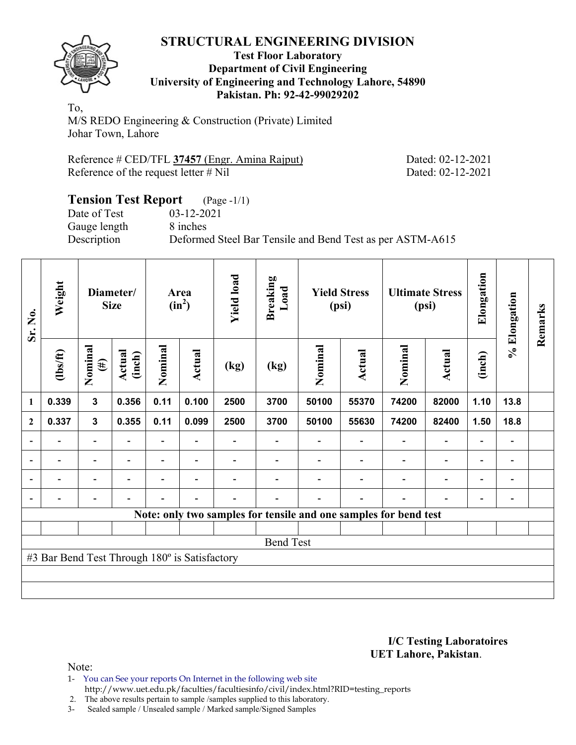# STRUCTURAL ENGINEERING DIVISION

**Test Floor Laboratory**
**Department of Civil Engineering**
**University of Engineering and Technology Lahore, 54890**
**Pakistan. Ph: 92-42-99029202**

To,
M/S REDO Engineering & Construction (Private) Limited
Johar Town, Lahore

Reference # CED/TFL **37457** (Engr. Amina Rajput) Dated: 02-12-2021
Reference of the request letter # Nil Dated: 02-12-2021

## Tension Test Report (Page -1/1)

Date of Test 03-12-2021
Gauge length 8 inches
Description Deformed Steel Bar Tensile and Bend Test as per ASTM-A615

| Sr. No. | Weight | Diameter/ Size | | Area ($in^2$) | | Yield load | Breaking Load | Yield Stress (psi) | | Ultimate Stress (psi) | | Elongation | % Elongation | Remarks |
|---|---|---|---|---|---|---|---|---|---|---|---|---|---|---|
| | (lbs/ft) | Nominal (#) | Actual (inch) | Nominal | Actual | (kg) | (kg) | Nominal | Actual | Nominal | Actual | (inch) | | |
| 1 | 0.339 | 3 | 0.356 | 0.11 | 0.100 | 2500 | 3700 | 50100 | 55370 | 74200 | 82000 | 1.10 | 13.8 | |
| 2 | 0.337 | 3 | 0.355 | 0.11 | 0.099 | 2500 | 3700 | 50100 | 55630 | 74200 | 82400 | 1.50 | 18.8 | |
| - | - | - | - | - | - | - | - | - | - | - | - | - | - | |
| - | - | - | - | - | - | - | - | - | - | - | - | - | - | |
| - | - | - | - | - | - | - | - | - | - | - | - | - | - | |
| - | - | - | - | - | - | - | - | - | - | - | - | - | - | |

**Note: only two samples for tensile and one samples for bend test**

Bend Test

#3 Bar Bend Test Through 180º is Satisfactory

**I/C Testing Laboratoires**
**UET Lahore, Pakistan**.

Note:
1- You can See your reports On Internet in the following web site
http://www.uet.edu.pk/faculties/facultiesinfo/civil/index.html?RID=testing_reports
2. The above results pertain to sample /samples supplied to this laboratory.
3- Sealed sample / Unsealed sample / Marked sample/Signed Samples